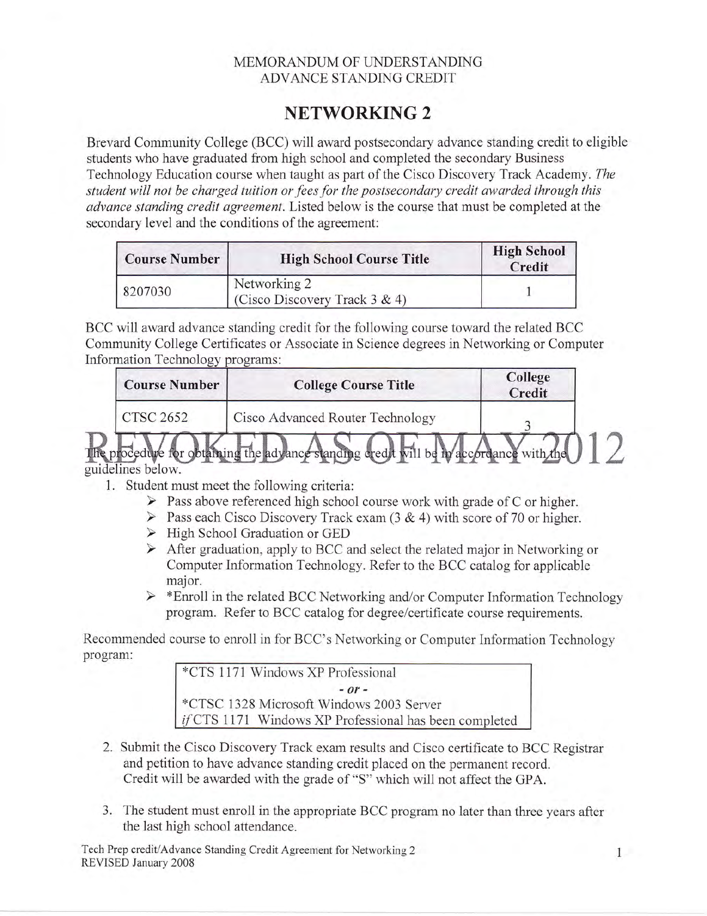MEMORANDUM OF UNDERSTANDING
ADVANCE STANDING CREDIT

# NETWORKING 2

Brevard Community College (BCC) will award postsecondary advance standing credit to eligible students who have graduated from high school and completed the secondary Business Technology Education course when taught as part of the Cisco Discovery Track Academy. *The student will not be charged tuition or fees for the postsecondary credit awarded through this advance standing credit agreement.* Listed below is the course that must be completed at the secondary level and the conditions of the agreement:

| Course Number | High School Course Title | High School Credit |
|---|---|---|
| 8207030 | Networking 2 (Cisco Discovery Track 3 & 4) | 1 |

BCC will award advance standing credit for the following course toward the related BCC Community College Certificates or Associate in Science degrees in Networking or Computer Information Technology programs:

| Course Number | College Course Title | College Credit |
|---|---|---|
| CTSC 2652 | Cisco Advanced Router Technology | 3 |

REVOKED AS OF MAY 2012

The procedure for obtaining the advance standing credit will be in accordance with the guidelines below.

1. Student must meet the following criteria:
   - Pass above referenced high school course work with grade of C or higher.
   - Pass each Cisco Discovery Track exam (3 & 4) with score of 70 or higher.
   - High School Graduation or GED
   - After graduation, apply to BCC and select the related major in Networking or Computer Information Technology. Refer to the BCC catalog for applicable major.
   - *Enroll in the related BCC Networking and/or Computer Information Technology program. Refer to BCC catalog for degree/certificate course requirements.

Recommended course to enroll in for BCC's Networking or Computer Information Technology program:

> *CTS 1171 Windows XP Professional
>
> *- or -*
>
> *CTSC 1328 Microsoft Windows 2003 Server
> *if* CTS 1171 Windows XP Professional has been completed

2. Submit the Cisco Discovery Track exam results and Cisco certificate to BCC Registrar and petition to have advance standing credit placed on the permanent record. Credit will be awarded with the grade of "S" which will not affect the GPA.

3. The student must enroll in the appropriate BCC program no later than three years after the last high school attendance.

Tech Prep credit/Advance Standing Credit Agreement for Networking 2
REVISED January 2008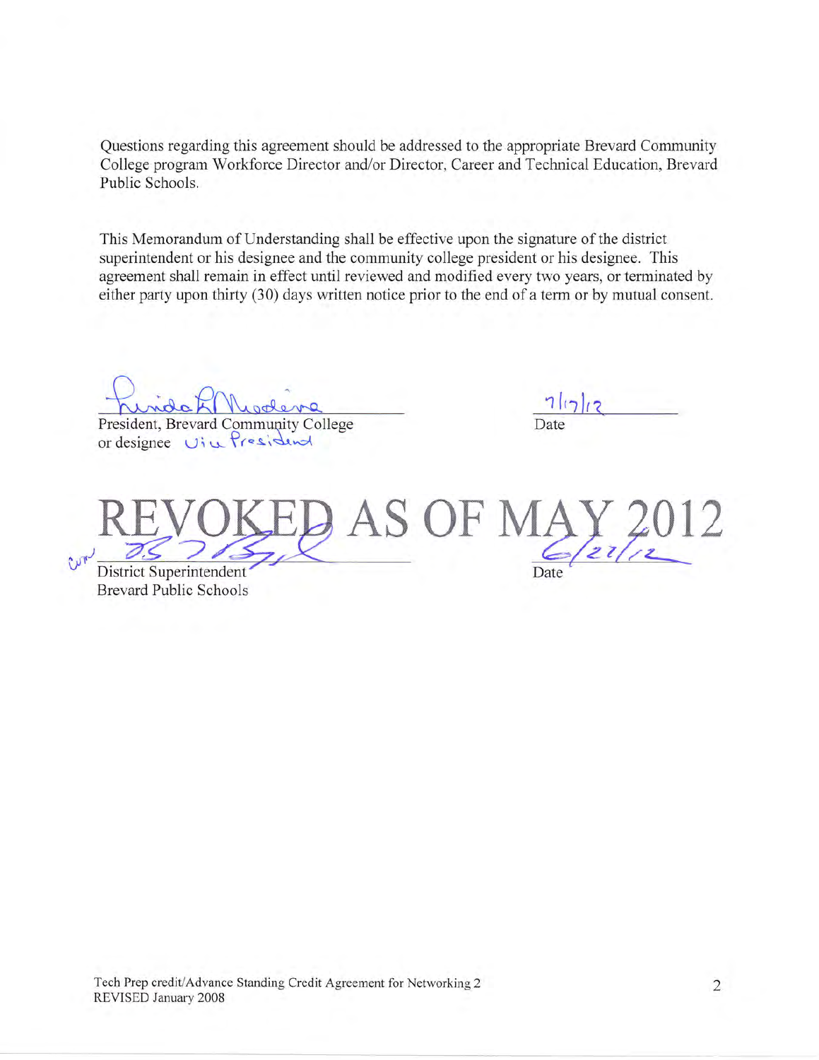Questions regarding this agreement should be addressed to the appropriate Brevard Community College program Workforce Director and/or Director, Career and Technical Education, Brevard Public Schools.

This Memorandum of Understanding shall be effective upon the signature of the district superintendent or his designee and the community college president or his designee. This agreement shall remain in effect until reviewed and modified every two years, or terminated by either party upon thirty (30) days written notice prior to the end of a term or by mutual consent.

President, Brevard Community College
or designee Vice President

7/17/12
Date

REVOKED AS OF MAY 2012

District Superintendent
Brevard Public Schools

6/27/12
Date

Tech Prep credit/Advance Standing Credit Agreement for Networking 2
REVISED January 2008